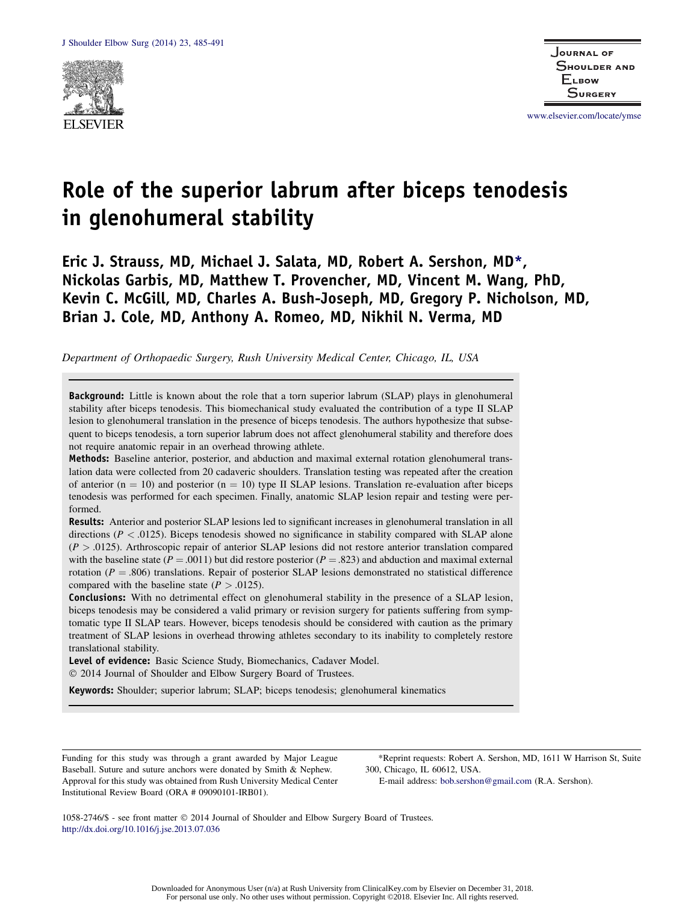# Role of the superior labrum after biceps tenodesis in glenohumeral stability

**Eric J. Strauss, MD, Michael J. Salata, MD, Robert A. Sershon, MD\*, Nickolas Garbis, MD, Matthew T. Provencher, MD, Vincent M. Wang, PhD, Kevin C. McGill, MD, Charles A. Bush-Joseph, MD, Gregory P. Nicholson, MD, Brian J. Cole, MD, Anthony A. Romeo, MD, Nikhil N. Verma, MD**

*Department of Orthopaedic Surgery, Rush University Medical Center, Chicago, IL, USA*

**Background:** Little is known about the role that a torn superior labrum (SLAP) plays in glenohumeral stability after biceps tenodesis. This biomechanical study evaluated the contribution of a type II SLAP lesion to glenohumeral translation in the presence of biceps tenodesis. The authors hypothesize that subsequent to biceps tenodesis, a torn superior labrum does not affect glenohumeral stability and therefore does not require anatomic repair in an overhead throwing athlete.

**Methods:** Baseline anterior, posterior, and abduction and maximal external rotation glenohumeral translation data were collected from 20 cadaveric shoulders. Translation testing was repeated after the creation of anterior ($n = 10$) and posterior ($n = 10$) type II SLAP lesions. Translation re-evaluation after biceps tenodesis was performed for each specimen. Finally, anatomic SLAP lesion repair and testing were performed.

**Results:** Anterior and posterior SLAP lesions led to significant increases in glenohumeral translation in all directions ($P < .0125$). Biceps tenodesis showed no significance in stability compared with SLAP alone ($P > .0125$). Arthroscopic repair of anterior SLAP lesions did not restore anterior translation compared with the baseline state ($P = .0011$) but did restore posterior ($P = .823$) and abduction and maximal external rotation ($P = .806$) translations. Repair of posterior SLAP lesions demonstrated no statistical difference compared with the baseline state ($P > .0125$).

**Conclusions:** With no detrimental effect on glenohumeral stability in the presence of a SLAP lesion, biceps tenodesis may be considered a valid primary or revision surgery for patients suffering from symptomatic type II SLAP tears. However, biceps tenodesis should be considered with caution as the primary treatment of SLAP lesions in overhead throwing athletes secondary to its inability to completely restore translational stability.

**Level of evidence:** Basic Science Study, Biomechanics, Cadaver Model.

© 2014 Journal of Shoulder and Elbow Surgery Board of Trustees.

**Keywords:** Shoulder; superior labrum; SLAP; biceps tenodesis; glenohumeral kinematics

Funding for this study was through a grant awarded by Major League Baseball. Suture and suture anchors were donated by Smith & Nephew. Approval for this study was obtained from Rush University Medical Center Institutional Review Board (ORA # 09090101-IRB01).

\*Reprint requests: Robert A. Sershon, MD, 1611 W Harrison St, Suite 300, Chicago, IL 60612, USA.

E-mail address: bob.sershon@gmail.com (R.A. Sershon).

1058-2746/$ - see front matter © 2014 Journal of Shoulder and Elbow Surgery Board of Trustees.
http://dx.doi.org/10.1016/j.jse.2013.07.036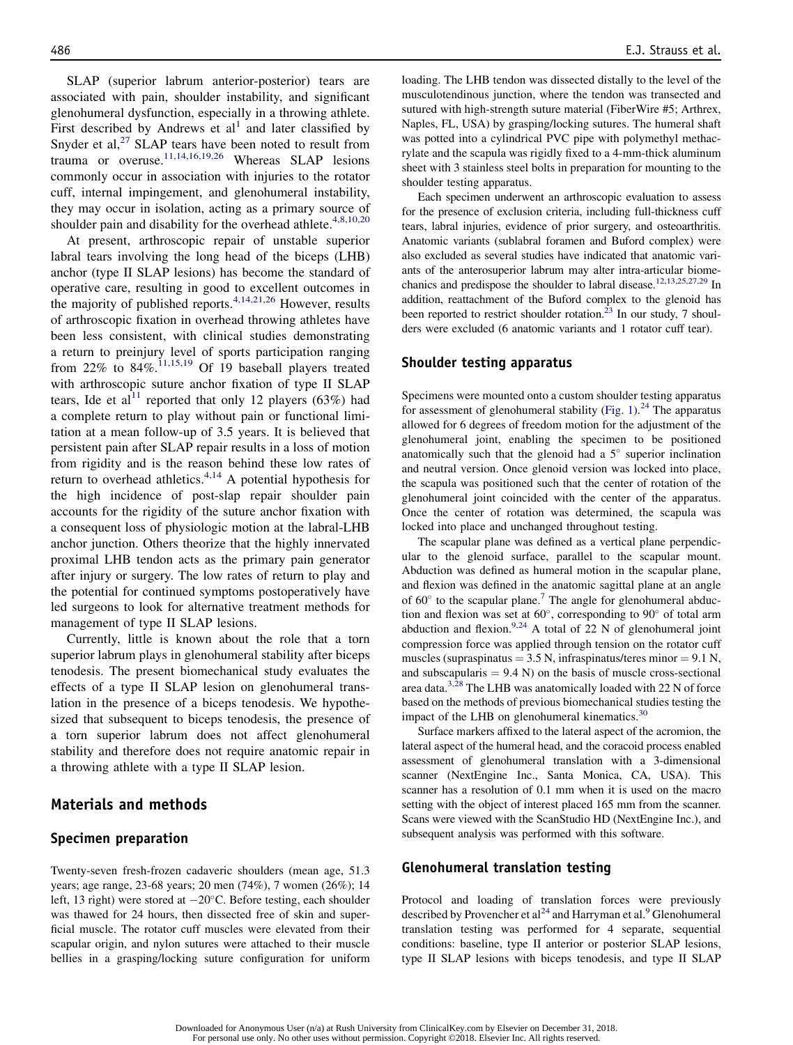SLAP (superior labrum anterior-posterior) tears are associated with pain, shoulder instability, and significant glenohumeral dysfunction, especially in a throwing athlete. First described by Andrews et al[1] and later classified by Snyder et al,[27] SLAP tears have been noted to result from trauma or overuse.[11,14,16,19,26] Whereas SLAP lesions commonly occur in association with injuries to the rotator cuff, internal impingement, and glenohumeral instability, they may occur in isolation, acting as a primary source of shoulder pain and disability for the overhead athlete.[4,8,10,20]

At present, arthroscopic repair of unstable superior labral tears involving the long head of the biceps (LHB) anchor (type II SLAP lesions) has become the standard of operative care, resulting in good to excellent outcomes in the majority of published reports.[4,14,21,26] However, results of arthroscopic fixation in overhead throwing athletes have been less consistent, with clinical studies demonstrating a return to preinjury level of sports participation ranging from 22% to 84%.[11,15,19] Of 19 baseball players treated with arthroscopic suture anchor fixation of type II SLAP tears, Ide et al[11] reported that only 12 players (63%) had a complete return to play without pain or functional limitation at a mean follow-up of 3.5 years. It is believed that persistent pain after SLAP repair results in a loss of motion from rigidity and is the reason behind these low rates of return to overhead athletics.[4,14] A potential hypothesis for the high incidence of post-slap repair shoulder pain accounts for the rigidity of the suture anchor fixation with a consequent loss of physiologic motion at the labral-LHB anchor junction. Others theorize that the highly innervated proximal LHB tendon acts as the primary pain generator after injury or surgery. The low rates of return to play and the potential for continued symptoms postoperatively have led surgeons to look for alternative treatment methods for management of type II SLAP lesions.

Currently, little is known about the role that a torn superior labrum plays in glenohumeral stability after biceps tenodesis. The present biomechanical study evaluates the effects of a type II SLAP lesion on glenohumeral translation in the presence of a biceps tenodesis. We hypothesized that subsequent to biceps tenodesis, the presence of a torn superior labrum does not affect glenohumeral stability and therefore does not require anatomic repair in a throwing athlete with a type II SLAP lesion.

## Materials and methods

### Specimen preparation

Twenty-seven fresh-frozen cadaveric shoulders (mean age, 51.3 years; age range, 23-68 years; 20 men (74%), 7 women (26%); 14 left, 13 right) were stored at −20°C. Before testing, each shoulder was thawed for 24 hours, then dissected free of skin and superficial muscle. The rotator cuff muscles were elevated from their scapular origin, and nylon sutures were attached to their muscle bellies in a grasping/locking suture configuration for uniform loading. The LHB tendon was dissected distally to the level of the musculotendinous junction, where the tendon was transected and sutured with high-strength suture material (FiberWire #5; Arthrex, Naples, FL, USA) by grasping/locking sutures. The humeral shaft was potted into a cylindrical PVC pipe with polymethyl methacrylate and the scapula was rigidly fixed to a 4-mm-thick aluminum sheet with 3 stainless steel bolts in preparation for mounting to the shoulder testing apparatus.

Each specimen underwent an arthroscopic evaluation to assess for the presence of exclusion criteria, including full-thickness cuff tears, labral injuries, evidence of prior surgery, and osteoarthritis. Anatomic variants (sublabral foramen and Buford complex) were also excluded as several studies have indicated that anatomic variants of the anterosuperior labrum may alter intra-articular biomechanics and predispose the shoulder to labral disease.[12,13,25,27,29] In addition, reattachment of the Buford complex to the glenoid has been reported to restrict shoulder rotation.[23] In our study, 7 shoulders were excluded (6 anatomic variants and 1 rotator cuff tear).

### Shoulder testing apparatus

Specimens were mounted onto a custom shoulder testing apparatus for assessment of glenohumeral stability (Fig. 1).[24] The apparatus allowed for 6 degrees of freedom motion for the adjustment of the glenohumeral joint, enabling the specimen to be positioned anatomically such that the glenoid had a 5° superior inclination and neutral version. Once glenoid version was locked into place, the scapula was positioned such that the center of rotation of the glenohumeral joint coincided with the center of the apparatus. Once the center of rotation was determined, the scapula was locked into place and unchanged throughout testing.

The scapular plane was defined as a vertical plane perpendicular to the glenoid surface, parallel to the scapular mount. Abduction was defined as humeral motion in the scapular plane, and flexion was defined in the anatomic sagittal plane at an angle of 60° to the scapular plane.[7] The angle for glenohumeral abduction and flexion was set at 60°, corresponding to 90° of total arm abduction and flexion.[9,24] A total of 22 N of glenohumeral joint compression force was applied through tension on the rotator cuff muscles (supraspinatus = 3.5 N, infraspinatus/teres minor = 9.1 N, and subscapularis = 9.4 N) on the basis of muscle cross-sectional area data.[3,28] The LHB was anatomically loaded with 22 N of force based on the methods of previous biomechanical studies testing the impact of the LHB on glenohumeral kinematics.[30]

Surface markers affixed to the lateral aspect of the acromion, the lateral aspect of the humeral head, and the coracoid process enabled assessment of glenohumeral translation with a 3-dimensional scanner (NextEngine Inc., Santa Monica, CA, USA). This scanner has a resolution of 0.1 mm when it is used on the macro setting with the object of interest placed 165 mm from the scanner. Scans were viewed with the ScanStudio HD (NextEngine Inc.), and subsequent analysis was performed with this software.

### Glenohumeral translation testing

Protocol and loading of translation forces were previously described by Provencher et al[24] and Harryman et al.[9] Glenohumeral translation testing was performed for 4 separate, sequential conditions: baseline, type II anterior or posterior SLAP lesions, type II SLAP lesions with biceps tenodesis, and type II SLAP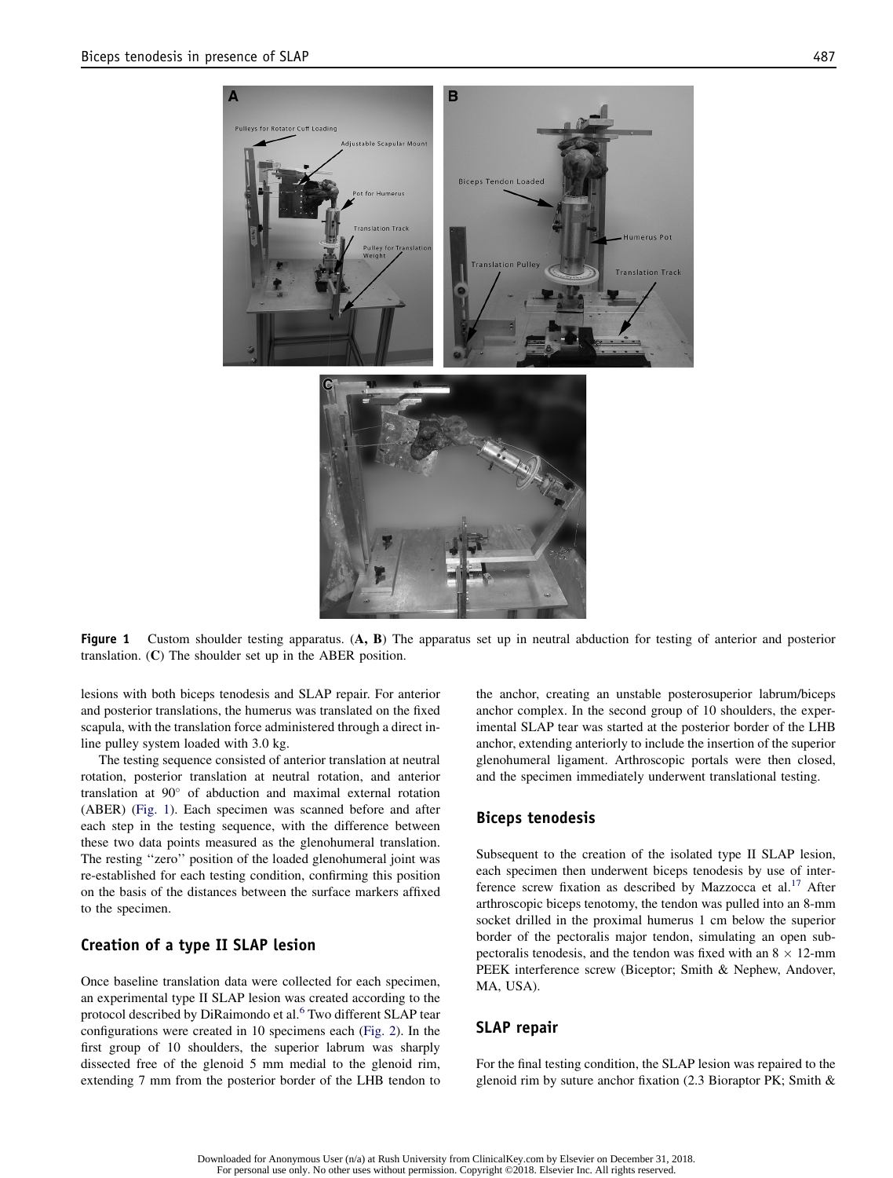**Figure 1** Custom shoulder testing apparatus. (**A, B**) The apparatus set up in neutral abduction for testing of anterior and posterior translation. (**C**) The shoulder set up in the ABER position.

lesions with both biceps tenodesis and SLAP repair. For anterior and posterior translations, the humerus was translated on the fixed scapula, with the translation force administered through a direct in-line pulley system loaded with 3.0 kg.

The testing sequence consisted of anterior translation at neutral rotation, posterior translation at neutral rotation, and anterior translation at 90° of abduction and maximal external rotation (ABER) (Fig. 1). Each specimen was scanned before and after each step in the testing sequence, with the difference between these two data points measured as the glenohumeral translation. The resting ''zero'' position of the loaded glenohumeral joint was re-established for each testing condition, confirming this position on the basis of the distances between the surface markers affixed to the specimen.

## Creation of a type II SLAP lesion

Once baseline translation data were collected for each specimen, an experimental type II SLAP lesion was created according to the protocol described by DiRaimondo et al.[6] Two different SLAP tear configurations were created in 10 specimens each (Fig. 2). In the first group of 10 shoulders, the superior labrum was sharply dissected free of the glenoid 5 mm medial to the glenoid rim, extending 7 mm from the posterior border of the LHB tendon to the anchor, creating an unstable posterosuperior labrum/biceps anchor complex. In the second group of 10 shoulders, the experimental SLAP tear was started at the posterior border of the LHB anchor, extending anteriorly to include the insertion of the superior glenohumeral ligament. Arthroscopic portals were then closed, and the specimen immediately underwent translational testing.

## Biceps tenodesis

Subsequent to the creation of the isolated type II SLAP lesion, each specimen then underwent biceps tenodesis by use of interference screw fixation as described by Mazzocca et al.[17] After arthroscopic biceps tenotomy, the tendon was pulled into an 8-mm socket drilled in the proximal humerus 1 cm below the superior border of the pectoralis major tendon, simulating an open subpectoralis tenodesis, and the tendon was fixed with an 8 × 12-mm PEEK interference screw (Biceptor; Smith & Nephew, Andover, MA, USA).

## SLAP repair

For the final testing condition, the SLAP lesion was repaired to the glenoid rim by suture anchor fixation (2.3 Bioraptor PK; Smith &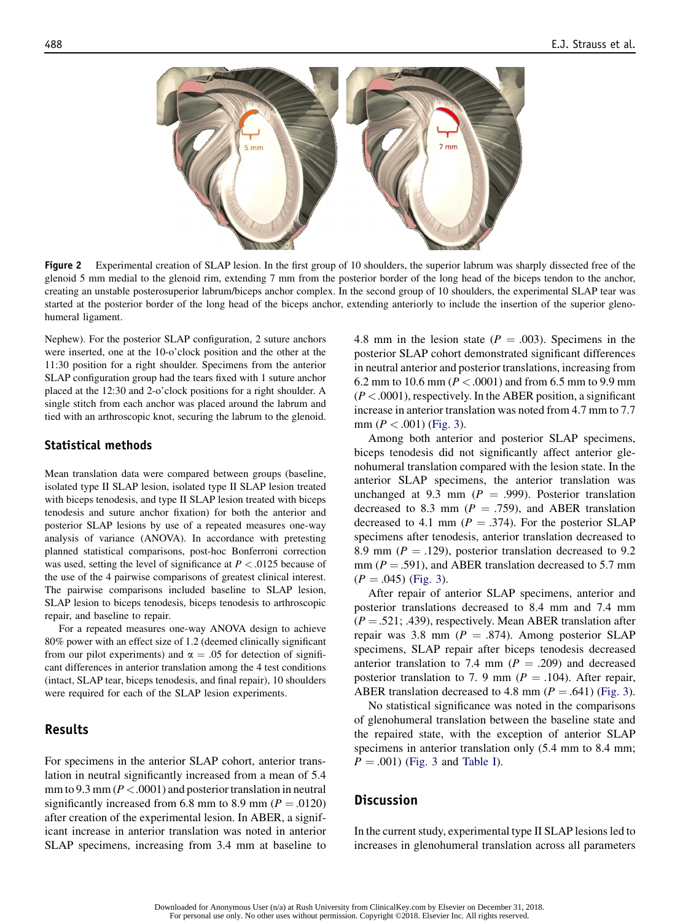**Figure 2** Experimental creation of SLAP lesion. In the first group of 10 shoulders, the superior labrum was sharply dissected free of the glenoid 5 mm medial to the glenoid rim, extending 7 mm from the posterior border of the long head of the biceps tendon to the anchor, creating an unstable posterosuperior labrum/biceps anchor complex. In the second group of 10 shoulders, the experimental SLAP tear was started at the posterior border of the long head of the biceps anchor, extending anteriorly to include the insertion of the superior glenohumeral ligament.

Nephew). For the posterior SLAP configuration, 2 suture anchors were inserted, one at the 10-o'clock position and the other at the 11:30 position for a right shoulder. Specimens from the anterior SLAP configuration group had the tears fixed with 1 suture anchor placed at the 12:30 and 2-o'clock positions for a right shoulder. A single stitch from each anchor was placed around the labrum and tied with an arthroscopic knot, securing the labrum to the glenoid.

## Statistical methods

Mean translation data were compared between groups (baseline, isolated type II SLAP lesion, isolated type II SLAP lesion treated with biceps tenodesis, and type II SLAP lesion treated with biceps tenodesis and suture anchor fixation) for both the anterior and posterior SLAP lesions by use of a repeated measures one-way analysis of variance (ANOVA). In accordance with pretesting planned statistical comparisons, post-hoc Bonferroni correction was used, setting the level of significance at $P < .0125$ because of the use of the 4 pairwise comparisons of greatest clinical interest. The pairwise comparisons included baseline to SLAP lesion, SLAP lesion to biceps tenodesis, biceps tenodesis to arthroscopic repair, and baseline to repair.

For a repeated measures one-way ANOVA design to achieve 80% power with an effect size of 1.2 (deemed clinically significant from our pilot experiments) and $\alpha = .05$ for detection of significant differences in anterior translation among the 4 test conditions (intact, SLAP tear, biceps tenodesis, and final repair), 10 shoulders were required for each of the SLAP lesion experiments.

## Results

For specimens in the anterior SLAP cohort, anterior translation in neutral significantly increased from a mean of 5.4 mm to 9.3 mm ($P < .0001$) and posterior translation in neutral significantly increased from 6.8 mm to 8.9 mm ($P = .0120$) after creation of the experimental lesion. In ABER, a significant increase in anterior translation was noted in anterior SLAP specimens, increasing from 3.4 mm at baseline to 4.8 mm in the lesion state ($P = .003$). Specimens in the posterior SLAP cohort demonstrated significant differences in neutral anterior and posterior translations, increasing from 6.2 mm to 10.6 mm ($P < .0001$) and from 6.5 mm to 9.9 mm ($P < .0001$), respectively. In the ABER position, a significant increase in anterior translation was noted from 4.7 mm to 7.7 mm ($P < .001$) (Fig. 3).

Among both anterior and posterior SLAP specimens, biceps tenodesis did not significantly affect anterior glenohumeral translation compared with the lesion state. In the anterior SLAP specimens, the anterior translation was unchanged at 9.3 mm ($P = .999$). Posterior translation decreased to 8.3 mm ($P = .759$), and ABER translation decreased to 4.1 mm ($P = .374$). For the posterior SLAP specimens after tenodesis, anterior translation decreased to 8.9 mm ($P = .129$), posterior translation decreased to 9.2 mm ($P = .591$), and ABER translation decreased to 5.7 mm ($P = .045$) (Fig. 3).

After repair of anterior SLAP specimens, anterior and posterior translations decreased to 8.4 mm and 7.4 mm ($P = .521$; .439), respectively. Mean ABER translation after repair was 3.8 mm ($P = .874$). Among posterior SLAP specimens, SLAP repair after biceps tenodesis decreased anterior translation to 7.4 mm ($P = .209$) and decreased posterior translation to 7. 9 mm ($P = .104$). After repair, ABER translation decreased to 4.8 mm ($P = .641$) (Fig. 3).

No statistical significance was noted in the comparisons of glenohumeral translation between the baseline state and the repaired state, with the exception of anterior SLAP specimens in anterior translation only (5.4 mm to 8.4 mm; $P = .001$) (Fig. 3 and Table I).

## Discussion

In the current study, experimental type II SLAP lesions led to increases in glenohumeral translation across all parameters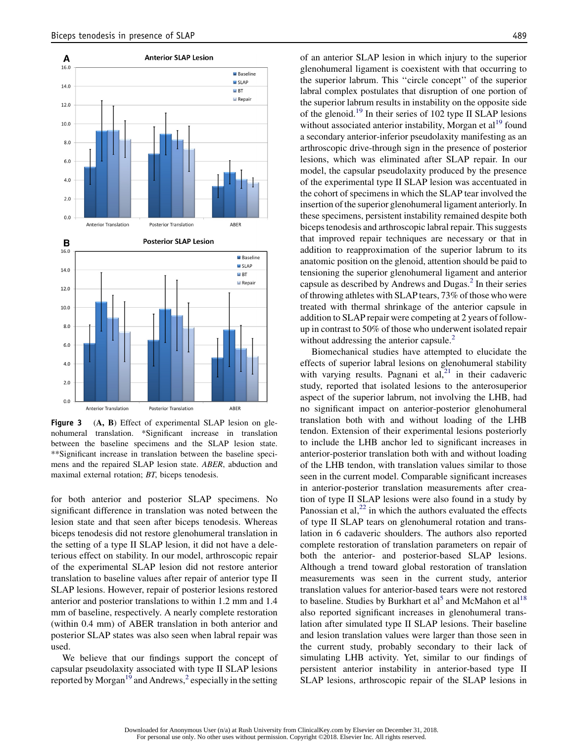**Figure 3** (A, B) Effect of experimental SLAP lesion on glenohumeral translation. *Significant increase in translation between the baseline specimens and the SLAP lesion state. **Significant increase in translation between the baseline specimens and the repaired SLAP lesion state. *ABER*, abduction and maximal external rotation; *BT*, biceps tenodesis.

for both anterior and posterior SLAP specimens. No significant difference in translation was noted between the lesion state and that seen after biceps tenodesis. Whereas biceps tenodesis did not restore glenohumeral translation in the setting of a type II SLAP lesion, it did not have a deleterious effect on stability. In our model, arthroscopic repair of the experimental SLAP lesion did not restore anterior translation to baseline values after repair of anterior type II SLAP lesions. However, repair of posterior lesions restored anterior and posterior translations to within 1.2 mm and 1.4 mm of baseline, respectively. A nearly complete restoration (within 0.4 mm) of ABER translation in both anterior and posterior SLAP states was also seen when labral repair was used.

We believe that our findings support the concept of capsular pseudolaxity associated with type II SLAP lesions reported by Morgan[19] and Andrews,[2] especially in the setting of an anterior SLAP lesion in which injury to the superior glenohumeral ligament is coexistent with that occurring to the superior labrum. This ''circle concept'' of the superior labral complex postulates that disruption of one portion of the superior labrum results in instability on the opposite side of the glenoid.[19] In their series of 102 type II SLAP lesions without associated anterior instability, Morgan et al[19] found a secondary anterior-inferior pseudolaxity manifesting as an arthroscopic drive-through sign in the presence of posterior lesions, which was eliminated after SLAP repair. In our model, the capsular pseudolaxity produced by the presence of the experimental type II SLAP lesion was accentuated in the cohort of specimens in which the SLAP tear involved the insertion of the superior glenohumeral ligament anteriorly. In these specimens, persistent instability remained despite both biceps tenodesis and arthroscopic labral repair. This suggests that improved repair techniques are necessary or that in addition to reapproximation of the superior labrum to its anatomic position on the glenoid, attention should be paid to tensioning the superior glenohumeral ligament and anterior capsule as described by Andrews and Dugas.[2] In their series of throwing athletes with SLAP tears, 73% of those who were treated with thermal shrinkage of the anterior capsule in addition to SLAP repair were competing at 2 years of follow-up in contrast to 50% of those who underwent isolated repair without addressing the anterior capsule.[2]

Biomechanical studies have attempted to elucidate the effects of superior labral lesions on glenohumeral stability with varying results. Pagnani et al,[21] in their cadaveric study, reported that isolated lesions to the anterosuperior aspect of the superior labrum, not involving the LHB, had no significant impact on anterior-posterior glenohumeral translation both with and without loading of the LHB tendon. Extension of their experimental lesions posteriorly to include the LHB anchor led to significant increases in anterior-posterior translation both with and without loading of the LHB tendon, with translation values similar to those seen in the current model. Comparable significant increases in anterior-posterior translation measurements after creation of type II SLAP lesions were also found in a study by Panossian et al,[22] in which the authors evaluated the effects of type II SLAP tears on glenohumeral rotation and translation in 6 cadaveric shoulders. The authors also reported complete restoration of translation parameters on repair of both the anterior- and posterior-based SLAP lesions. Although a trend toward global restoration of translation measurements was seen in the current study, anterior translation values for anterior-based tears were not restored to baseline. Studies by Burkhart et al[5] and McMahon et al[18] also reported significant increases in glenohumeral translation after simulated type II SLAP lesions. Their baseline and lesion translation values were larger than those seen in the current study, probably secondary to their lack of simulating LHB activity. Yet, similar to our findings of persistent anterior instability in anterior-based type II SLAP lesions, arthroscopic repair of the SLAP lesions in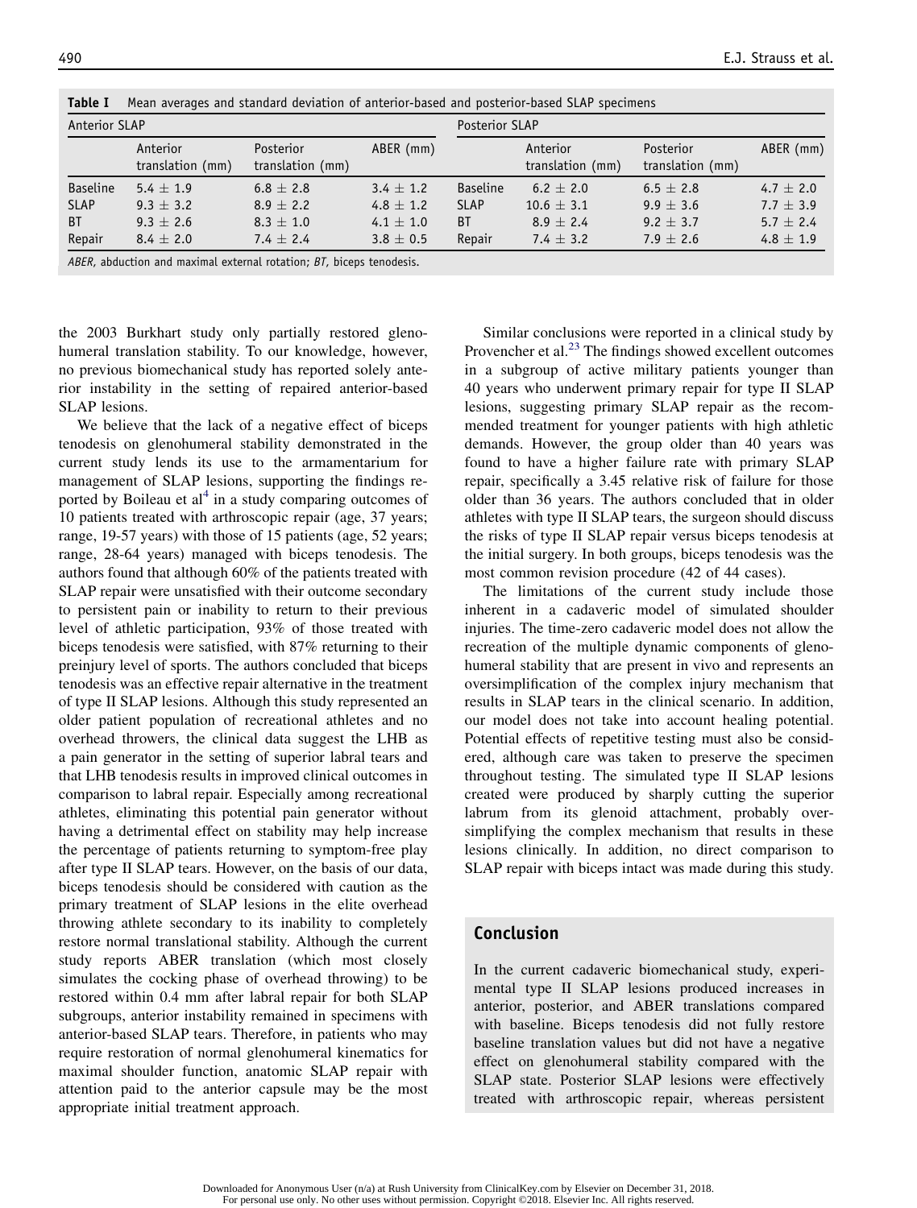**Table I** Mean averages and standard deviation of anterior-based and posterior-based SLAP specimens

| Anterior SLAP | | | | Posterior SLAP | | | |
|---|---|---|---|---|---|---|---|
| | Anterior translation (mm) | Posterior translation (mm) | ABER (mm) | | Anterior translation (mm) | Posterior translation (mm) | ABER (mm) |
| Baseline | 5.4 ± 1.9 | 6.8 ± 2.8 | 3.4 ± 1.2 | Baseline | 6.2 ± 2.0 | 6.5 ± 2.8 | 4.7 ± 2.0 |
| SLAP | 9.3 ± 3.2 | 8.9 ± 2.2 | 4.8 ± 1.2 | SLAP | 10.6 ± 3.1 | 9.9 ± 3.6 | 7.7 ± 3.9 |
| BT | 9.3 ± 2.6 | 8.3 ± 1.0 | 4.1 ± 1.0 | BT | 8.9 ± 2.4 | 9.2 ± 3.7 | 5.7 ± 2.4 |
| Repair | 8.4 ± 2.0 | 7.4 ± 2.4 | 3.8 ± 0.5 | Repair | 7.4 ± 3.2 | 7.9 ± 2.6 | 4.8 ± 1.9 |

*ABER*, abduction and maximal external rotation; *BT*, biceps tenodesis.

the 2003 Burkhart study only partially restored glenohumeral translation stability. To our knowledge, however, no previous biomechanical study has reported solely anterior instability in the setting of repaired anterior-based SLAP lesions.

We believe that the lack of a negative effect of biceps tenodesis on glenohumeral stability demonstrated in the current study lends its use to the armamentarium for management of SLAP lesions, supporting the findings reported by Boileau et al[4] in a study comparing outcomes of 10 patients treated with arthroscopic repair (age, 37 years; range, 19-57 years) with those of 15 patients (age, 52 years; range, 28-64 years) managed with biceps tenodesis. The authors found that although 60% of the patients treated with SLAP repair were unsatisfied with their outcome secondary to persistent pain or inability to return to their previous level of athletic participation, 93% of those treated with biceps tenodesis were satisfied, with 87% returning to their preinjury level of sports. The authors concluded that biceps tenodesis was an effective repair alternative in the treatment of type II SLAP lesions. Although this study represented an older patient population of recreational athletes and no overhead throwers, the clinical data suggest the LHB as a pain generator in the setting of superior labral tears and that LHB tenodesis results in improved clinical outcomes in comparison to labral repair. Especially among recreational athletes, eliminating this potential pain generator without having a detrimental effect on stability may help increase the percentage of patients returning to symptom-free play after type II SLAP tears. However, on the basis of our data, biceps tenodesis should be considered with caution as the primary treatment of SLAP lesions in the elite overhead throwing athlete secondary to its inability to completely restore normal translational stability. Although the current study reports ABER translation (which most closely simulates the cocking phase of overhead throwing) to be restored within 0.4 mm after labral repair for both SLAP subgroups, anterior instability remained in specimens with anterior-based SLAP tears. Therefore, in patients who may require restoration of normal glenohumeral kinematics for maximal shoulder function, anatomic SLAP repair with attention paid to the anterior capsule may be the most appropriate initial treatment approach.

Similar conclusions were reported in a clinical study by Provencher et al.[23] The findings showed excellent outcomes in a subgroup of active military patients younger than 40 years who underwent primary repair for type II SLAP lesions, suggesting primary SLAP repair as the recommended treatment for younger patients with high athletic demands. However, the group older than 40 years was found to have a higher failure rate with primary SLAP repair, specifically a 3.45 relative risk of failure for those older than 36 years. The authors concluded that in older athletes with type II SLAP tears, the surgeon should discuss the risks of type II SLAP repair versus biceps tenodesis at the initial surgery. In both groups, biceps tenodesis was the most common revision procedure (42 of 44 cases).

The limitations of the current study include those inherent in a cadaveric model of simulated shoulder injuries. The time-zero cadaveric model does not allow the recreation of the multiple dynamic components of glenohumeral stability that are present in vivo and represents an oversimplification of the complex injury mechanism that results in SLAP tears in the clinical scenario. In addition, our model does not take into account healing potential. Potential effects of repetitive testing must also be considered, although care was taken to preserve the specimen throughout testing. The simulated type II SLAP lesions created were produced by sharply cutting the superior labrum from its glenoid attachment, probably oversimplifying the complex mechanism that results in these lesions clinically. In addition, no direct comparison to SLAP repair with biceps intact was made during this study.

## Conclusion

In the current cadaveric biomechanical study, experimental type II SLAP lesions produced increases in anterior, posterior, and ABER translations compared with baseline. Biceps tenodesis did not fully restore baseline translation values but did not have a negative effect on glenohumeral stability compared with the SLAP state. Posterior SLAP lesions were effectively treated with arthroscopic repair, whereas persistent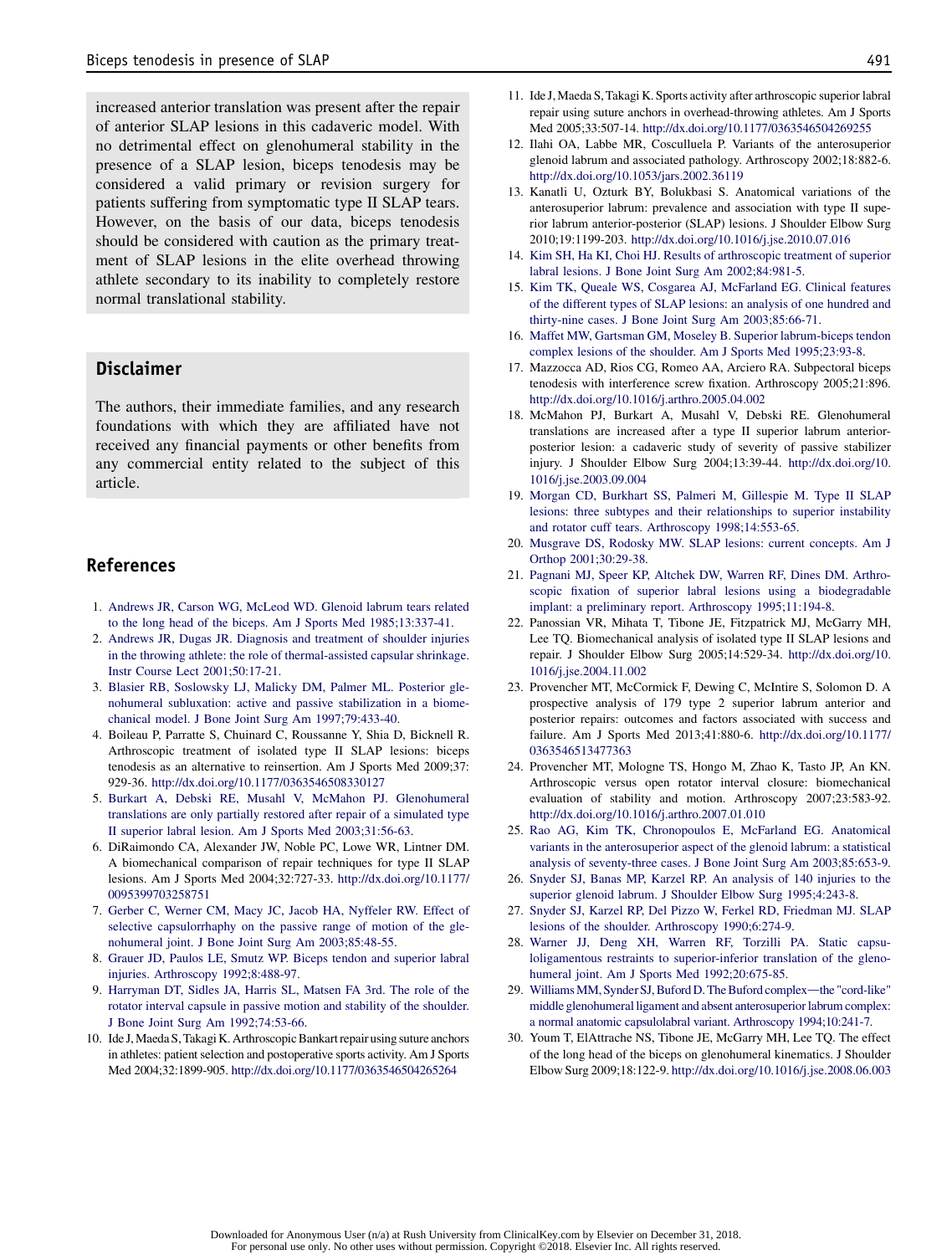increased anterior translation was present after the repair of anterior SLAP lesions in this cadaveric model. With no detrimental effect on glenohumeral stability in the presence of a SLAP lesion, biceps tenodesis may be considered a valid primary or revision surgery for patients suffering from symptomatic type II SLAP tears. However, on the basis of our data, biceps tenodesis should be considered with caution as the primary treatment of SLAP lesions in the elite overhead throwing athlete secondary to its inability to completely restore normal translational stability.

## Disclaimer

The authors, their immediate families, and any research foundations with which they are affiliated have not received any financial payments or other benefits from any commercial entity related to the subject of this article.

## References

1. Andrews JR, Carson WG, McLeod WD. Glenoid labrum tears related to the long head of the biceps. Am J Sports Med 1985;13:337-41.
2. Andrews JR, Dugas JR. Diagnosis and treatment of shoulder injuries in the throwing athlete: the role of thermal-assisted capsular shrinkage. Instr Course Lect 2001;50:17-21.
3. Blasier RB, Soslowsky LJ, Malicky DM, Palmer ML. Posterior glenohumeral subluxation: active and passive stabilization in a biomechanical model. J Bone Joint Surg Am 1997;79:433-40.
4. Boileau P, Parratte S, Chuinard C, Roussanne Y, Shia D, Bicknell R. Arthroscopic treatment of isolated type II SLAP lesions: biceps tenodesis as an alternative to reinsertion. Am J Sports Med 2009;37: 929-36. http://dx.doi.org/10.1177/0363546508330127
5. Burkart A, Debski RE, Musahl V, McMahon PJ. Glenohumeral translations are only partially restored after repair of a simulated type II superior labral lesion. Am J Sports Med 2003;31:56-63.
6. DiRaimondo CA, Alexander JW, Noble PC, Lowe WR, Lintner DM. A biomechanical comparison of repair techniques for type II SLAP lesions. Am J Sports Med 2004;32:727-33. http://dx.doi.org/10.1177/0095399703258751
7. Gerber C, Werner CM, Macy JC, Jacob HA, Nyffeler RW. Effect of selective capsulorrhaphy on the passive range of motion of the glenohumeral joint. J Bone Joint Surg Am 2003;85:48-55.
8. Grauer JD, Paulos LE, Smutz WP. Biceps tendon and superior labral injuries. Arthroscopy 1992;8:488-97.
9. Harryman DT, Sidles JA, Harris SL, Matsen FA 3rd. The role of the rotator interval capsule in passive motion and stability of the shoulder. J Bone Joint Surg Am 1992;74:53-66.
10. Ide J, Maeda S, Takagi K. Arthroscopic Bankart repair using suture anchors in athletes: patient selection and postoperative sports activity. Am J Sports Med 2004;32:1899-905. http://dx.doi.org/10.1177/0363546504265264
11. Ide J, Maeda S, Takagi K. Sports activity after arthroscopic superior labral repair using suture anchors in overhead-throwing athletes. Am J Sports Med 2005;33:507-14. http://dx.doi.org/10.1177/0363546504269255
12. Ilahi OA, Labbe MR, Cosculluela P. Variants of the anterosuperior glenoid labrum and associated pathology. Arthroscopy 2002;18:882-6. http://dx.doi.org/10.1053/jars.2002.36119
13. Kanatli U, Ozturk BY, Bolukbasi S. Anatomical variations of the anterosuperior labrum: prevalence and association with type II superior labrum anterior-posterior (SLAP) lesions. J Shoulder Elbow Surg 2010;19:1199-203. http://dx.doi.org/10.1016/j.jse.2010.07.016
14. Kim SH, Ha KI, Choi HJ. Results of arthroscopic treatment of superior labral lesions. J Bone Joint Surg Am 2002;84:981-5.
15. Kim TK, Queale WS, Cosgarea AJ, McFarland EG. Clinical features of the different types of SLAP lesions: an analysis of one hundred and thirty-nine cases. J Bone Joint Surg Am 2003;85:66-71.
16. Maffet MW, Gartsman GM, Moseley B. Superior labrum-biceps tendon complex lesions of the shoulder. Am J Sports Med 1995;23:93-8.
17. Mazzocca AD, Rios CG, Romeo AA, Arciero RA. Subpectoral biceps tenodesis with interference screw fixation. Arthroscopy 2005;21:896. http://dx.doi.org/10.1016/j.arthro.2005.04.002
18. McMahon PJ, Burkart A, Musahl V, Debski RE. Glenohumeral translations are increased after a type II superior labrum anterior-posterior lesion: a cadaveric study of severity of passive stabilizer injury. J Shoulder Elbow Surg 2004;13:39-44. http://dx.doi.org/10.1016/j.jse.2003.09.004
19. Morgan CD, Burkhart SS, Palmeri M, Gillespie M. Type II SLAP lesions: three subtypes and their relationships to superior instability and rotator cuff tears. Arthroscopy 1998;14:553-65.
20. Musgrave DS, Rodosky MW. SLAP lesions: current concepts. Am J Orthop 2001;30:29-38.
21. Pagnani MJ, Speer KP, Altchek DW, Warren RF, Dines DM. Arthroscopic fixation of superior labral lesions using a biodegradable implant: a preliminary report. Arthroscopy 1995;11:194-8.
22. Panossian VR, Mihata T, Tibone JE, Fitzpatrick MJ, McGarry MH, Lee TQ. Biomechanical analysis of isolated type II SLAP lesions and repair. J Shoulder Elbow Surg 2005;14:529-34. http://dx.doi.org/10.1016/j.jse.2004.11.002
23. Provencher MT, McCormick F, Dewing C, McIntire S, Solomon D. A prospective analysis of 179 type 2 superior labrum anterior and posterior repairs: outcomes and factors associated with success and failure. Am J Sports Med 2013;41:880-6. http://dx.doi.org/10.1177/0363546513477363
24. Provencher MT, Mologne TS, Hongo M, Zhao K, Tasto JP, An KN. Arthroscopic versus open rotator interval closure: biomechanical evaluation of stability and motion. Arthroscopy 2007;23:583-92. http://dx.doi.org/10.1016/j.arthro.2007.01.010
25. Rao AG, Kim TK, Chronopoulos E, McFarland EG. Anatomical variants in the anterosuperior aspect of the glenoid labrum: a statistical analysis of seventy-three cases. J Bone Joint Surg Am 2003;85:653-9.
26. Snyder SJ, Banas MP, Karzel RP. An analysis of 140 injuries to the superior glenoid labrum. J Shoulder Elbow Surg 1995;4:243-8.
27. Snyder SJ, Karzel RP, Del Pizzo W, Ferkel RD, Friedman MJ. SLAP lesions of the shoulder. Arthroscopy 1990;6:274-9.
28. Warner JJ, Deng XH, Warren RF, Torzilli PA. Static capsuloligamentous restraints to superior-inferior translation of the glenohumeral joint. Am J Sports Med 1992;20:675-85.
29. Williams MM, Synder SJ, Buford D. The Buford complex—the "cord-like" middle glenohumeral ligament and absent anterosuperior labrum complex: a normal anatomic capsulolabral variant. Arthroscopy 1994;10:241-7.
30. Youm T, ElAttrache NS, Tibone JE, McGarry MH, Lee TQ. The effect of the long head of the biceps on glenohumeral kinematics. J Shoulder Elbow Surg 2009;18:122-9. http://dx.doi.org/10.1016/j.jse.2008.06.003